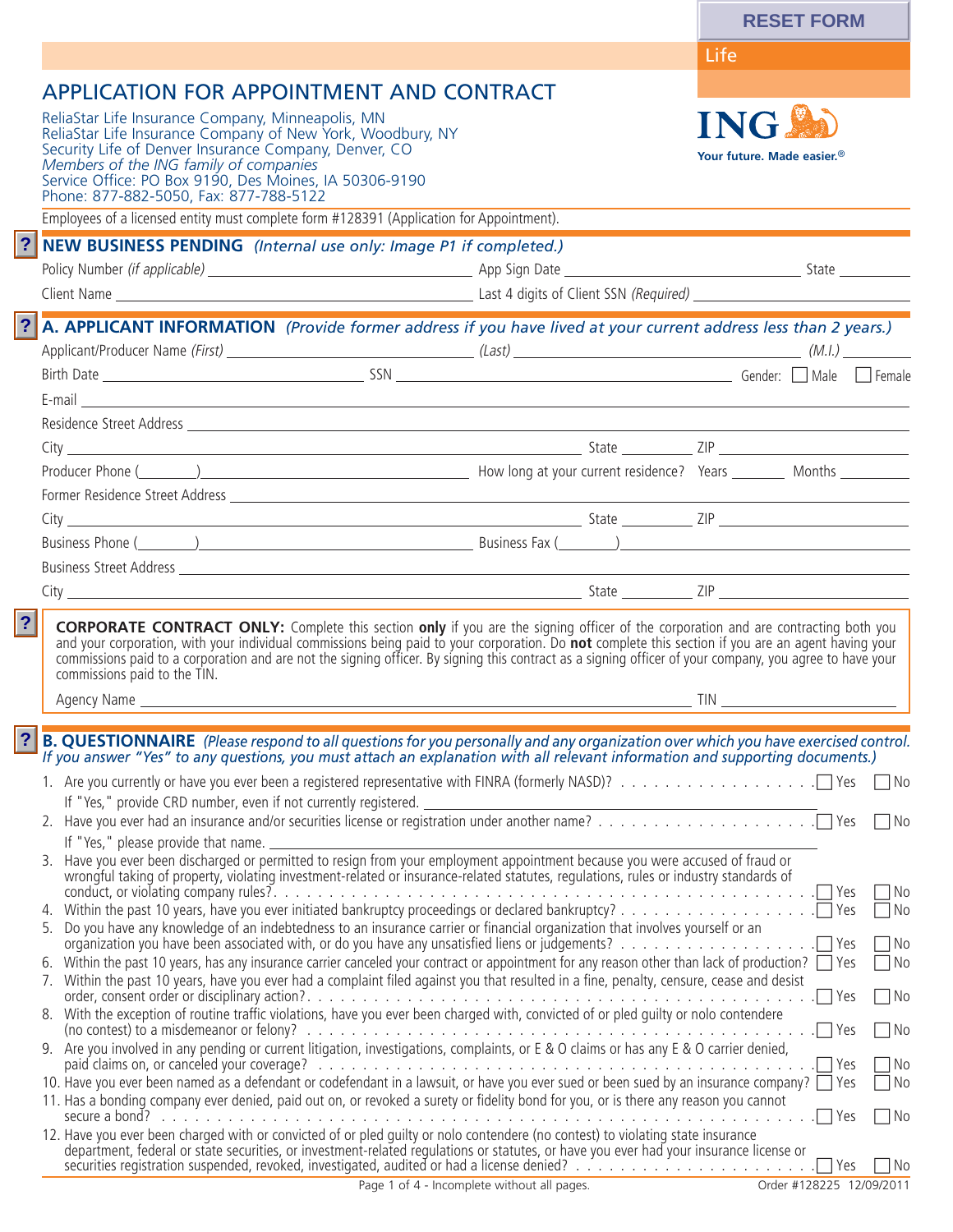RESET FORM

Life

# APPLICATION FOR APPOINTMENT AND CONTRACT

ReliaStar Life Insurance Company, Minneapolis, MN
ReliaStar Life Insurance Company of New York, Woodbury, NY
Security Life of Denver Insurance Company, Denver, CO
*Members of the ING family of companies*
Service Office: PO Box 9190, Des Moines, IA 50306-9190
Phone: 877-882-5050, Fax: 877-788-5122

ING
Your future. Made easier.®

Employees of a licensed entity must complete form #128391 (Application for Appointment).

## NEW BUSINESS PENDING *(Internal use only: Image P1 if completed.)*

Policy Number *(if applicable)* ____________ App Sign Date ____________ State ______

Client Name ____________ Last 4 digits of Client SSN *(Required)* ____________

## A. APPLICANT INFORMATION *(Provide former address if you have lived at your current address less than 2 years.)*

Applicant/Producer Name *(First)* ____________ *(Last)* ____________ *(M.I.)* ______

Birth Date ____________ SSN ____________ Gender: ☐ Male ☐ Female

E-mail ____________

Residence Street Address ____________

City ____________ State ______ ZIP ______

Producer Phone (______) ____________ How long at your current residence? Years ______ Months ______

Former Residence Street Address ____________

City ____________ State ______ ZIP ______

Business Phone (______) ____________ Business Fax (______) ____________

Business Street Address ____________

City ____________ State ______ ZIP ______

**CORPORATE CONTRACT ONLY:** Complete this section **only** if you are the signing officer of the corporation and are contracting both you and your corporation, with your individual commissions being paid to your corporation. Do **not** complete this section if you are an agent having your commissions paid to a corporation and are not the signing officer. By signing this contract as a signing officer of your company, you agree to have your commissions paid to the TIN.

Agency Name ____________ TIN ____________

## B. QUESTIONNAIRE *(Please respond to all questions for you personally and any organization over which you have exercised control. If you answer "Yes" to any questions, you must attach an explanation with all relevant information and supporting documents.)*

1. Are you currently or have you ever been a registered representative with FINRA (formerly NASD)? ☐ Yes ☐ No
   If "Yes," provide CRD number, even if not currently registered. ____________
2. Have you ever had an insurance and/or securities license or registration under another name? ☐ Yes ☐ No
   If "Yes," please provide that name. ____________
3. Have you ever been discharged or permitted to resign from your employment appointment because you were accused of fraud or wrongful taking of property, violating investment-related or insurance-related statutes, regulations, rules or industry standards of conduct, or violating company rules? ☐ Yes ☐ No
4. Within the past 10 years, have you ever initiated bankruptcy proceedings or declared bankruptcy? ☐ Yes ☐ No
5. Do you have any knowledge of an indebtedness to an insurance carrier or financial organization that involves yourself or an organization you have been associated with, or do you have any unsatisfied liens or judgements? ☐ Yes ☐ No
6. Within the past 10 years, has any insurance carrier canceled your contract or appointment for any reason other than lack of production? ☐ Yes ☐ No
7. Within the past 10 years, have you ever had a complaint filed against you that resulted in a fine, penalty, censure, cease and desist order, consent order or disciplinary action? ☐ Yes ☐ No
8. With the exception of routine traffic violations, have you ever been charged with, convicted of or pled guilty or nolo contendere (no contest) to a misdemeanor or felony? ☐ Yes ☐ No
9. Are you involved in any pending or current litigation, investigations, complaints, or E & O claims or has any E & O carrier denied, paid claims on, or canceled your coverage? ☐ Yes ☐ No
10. Have you ever been named as a defendant or codefendant in a lawsuit, or have you ever sued or been sued by an insurance company? ☐ Yes ☐ No
11. Has a bonding company ever denied, paid out on, or revoked a surety or fidelity bond for you, or is there any reason you cannot secure a bond? ☐ Yes ☐ No
12. Have you ever been charged with or convicted of or pled guilty or nolo contendere (no contest) to violating state insurance department, federal or state securities, or investment-related regulations or statutes, or have you ever had your insurance license or securities registration suspended, revoked, investigated, audited or had a license denied? ☐ Yes ☐ No

Order #128225 12/09/2011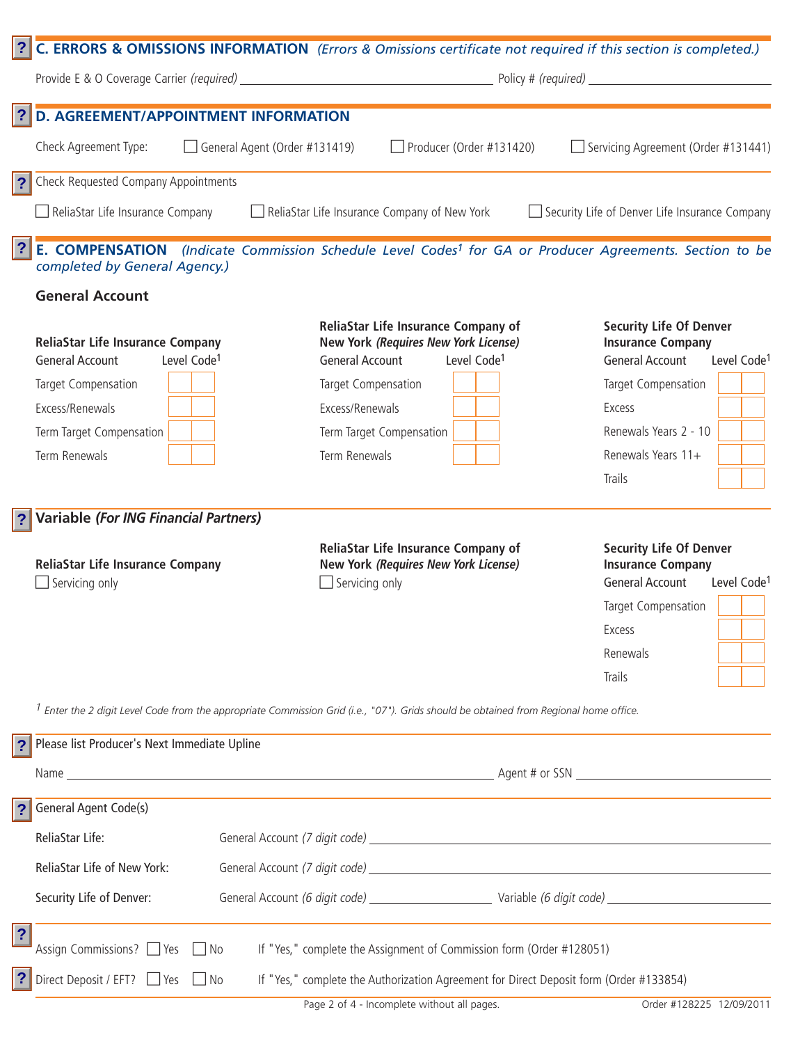## C. ERRORS & OMISSIONS INFORMATION *(Errors & Omissions certificate not required if this section is completed.)*

Provide E & O Coverage Carrier *(required)* ______________________ Policy # *(required)* ______________________

## D. AGREEMENT/APPOINTMENT INFORMATION

Check Agreement Type: ☐ General Agent (Order #131419) ☐ Producer (Order #131420) ☐ Servicing Agreement (Order #131441)

Check Requested Company Appointments

☐ ReliaStar Life Insurance Company ☐ ReliaStar Life Insurance Company of New York ☐ Security Life of Denver Life Insurance Company

## E. COMPENSATION *(Indicate Commission Schedule Level Codes[1] for GA or Producer Agreements. Section to be completed by General Agency.)*

### General Account

**ReliaStar Life Insurance Company**

| General Account | Level Code[1] |
|---|---|
| Target Compensation | |
| Excess/Renewals | |
| Term Target Compensation | |
| Term Renewals | |

**ReliaStar Life Insurance Company of New York** ***(Requires New York License)***

| General Account | Level Code[1] |
|---|---|
| Target Compensation | |
| Excess/Renewals | |
| Term Target Compensation | |
| Term Renewals | |

**Security Life Of Denver Insurance Company**

| General Account | Level Code[1] |
|---|---|
| Target Compensation | |
| Excess | |
| Renewals Years 2 - 10 | |
| Renewals Years 11+ | |
| Trails | |

### Variable *(For ING Financial Partners)*

**ReliaStar Life Insurance Company**

☐ Servicing only

**ReliaStar Life Insurance Company of New York** ***(Requires New York License)***

☐ Servicing only

**Security Life Of Denver Insurance Company**

| General Account | Level Code[1] |
|---|---|
| Target Compensation | |
| Excess | |
| Renewals | |
| Trails | |

[1] *Enter the 2 digit Level Code from the appropriate Commission Grid (i.e., "07"). Grids should be obtained from Regional home office.*

Please list Producer's Next Immediate Upline

Name ______________________________________ Agent # or SSN ______________________

General Agent Code(s)

ReliaStar Life: General Account *(7 digit code)* ______________________

ReliaStar Life of New York: General Account *(7 digit code)* ______________________

Security Life of Denver: General Account *(6 digit code)* ______________ Variable *(6 digit code)* ______________

Assign Commissions? ☐ Yes ☐ No If "Yes," complete the Assignment of Commission form (Order #128051)

Direct Deposit / EFT? ☐ Yes ☐ No If "Yes," complete the Authorization Agreement for Direct Deposit form (Order #133854)

Incomplete without all pages. Order #128225 12/09/2011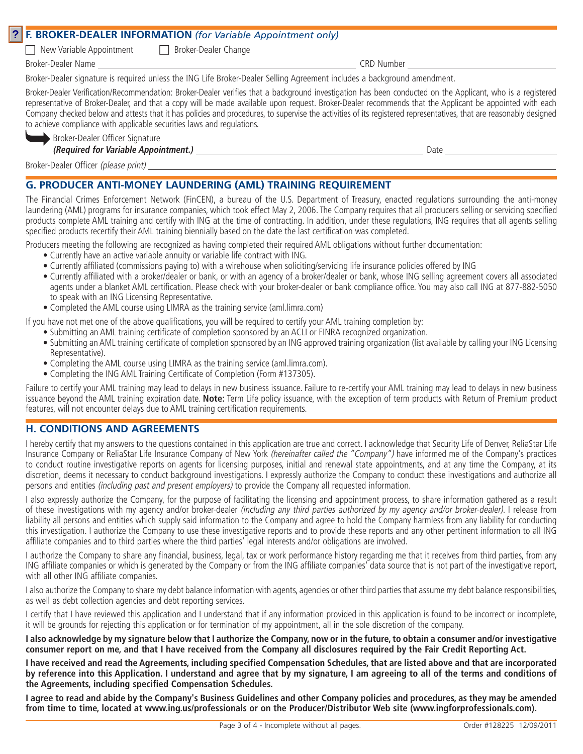## F. BROKER-DEALER INFORMATION *(for Variable Appointment only)*

☐ New Variable Appointment ☐ Broker-Dealer Change

Broker-Dealer Name ______________________ CRD Number ______________________

Broker-Dealer signature is required unless the ING Life Broker-Dealer Selling Agreement includes a background amendment.

Broker-Dealer Verification/Recommendation: Broker-Dealer verifies that a background investigation has been conducted on the Applicant, who is a registered representative of Broker-Dealer, and that a copy will be made available upon request. Broker-Dealer recommends that the Applicant be appointed with each Company checked below and attests that it has policies and procedures, to supervise the activities of its registered representatives, that are reasonably designed to achieve compliance with applicable securities laws and regulations.

Broker-Dealer Officer Signature
***(Required for Variable Appointment.)*** ______________________ Date ______________________

Broker-Dealer Officer *(please print)* ______________________

## G. PRODUCER ANTI-MONEY LAUNDERING (AML) TRAINING REQUIREMENT

The Financial Crimes Enforcement Network (FinCEN), a bureau of the U.S. Department of Treasury, enacted regulations surrounding the anti-money laundering (AML) programs for insurance companies, which took effect May 2, 2006. The Company requires that all producers selling or servicing specified products complete AML training and certify with ING at the time of contracting. In addition, under these regulations, ING requires that all agents selling specified products recertify their AML training biennially based on the date the last certification was completed.

Producers meeting the following are recognized as having completed their required AML obligations without further documentation:

- Currently have an active variable annuity or variable life contract with ING.
- Currently affiliated (commissions paying to) with a wirehouse when soliciting/servicing life insurance policies offered by ING
- Currently affiliated with a broker/dealer or bank, or with an agency of a broker/dealer or bank, whose ING selling agreement covers all associated agents under a blanket AML certification. Please check with your broker-dealer or bank compliance office. You may also call ING at 877-882-5050 to speak with an ING Licensing Representative.
- Completed the AML course using LIMRA as the training service (aml.limra.com)

If you have not met one of the above qualifications, you will be required to certify your AML training completion by:

- Submitting an AML training certificate of completion sponsored by an ACLI or FINRA recognized organization.
- Submitting an AML training certificate of completion sponsored by an ING approved training organization (list available by calling your ING Licensing Representative).
- Completing the AML course using LIMRA as the training service (aml.limra.com).
- Completing the ING AML Training Certificate of Completion (Form #137305).

Failure to certify your AML training may lead to delays in new business issuance. Failure to re-certify your AML training may lead to delays in new business issuance beyond the AML training expiration date. **Note:** Term Life policy issuance, with the exception of term products with Return of Premium product features, will not encounter delays due to AML training certification requirements.

## H. CONDITIONS AND AGREEMENTS

I hereby certify that my answers to the questions contained in this application are true and correct. I acknowledge that Security Life of Denver, ReliaStar Life Insurance Company or ReliaStar Life Insurance Company of New York *(hereinafter called the "Company")* have informed me of the Company's practices to conduct routine investigative reports on agents for licensing purposes, initial and renewal state appointments, and at any time the Company, at its discretion, deems it necessary to conduct background investigations. I expressly authorize the Company to conduct these investigations and authorize all persons and entities *(including past and present employers)* to provide the Company all requested information.

I also expressly authorize the Company, for the purpose of facilitating the licensing and appointment process, to share information gathered as a result of these investigations with my agency and/or broker-dealer *(including any third parties authorized by my agency and/or broker-dealer)*. I release from liability all persons and entities which supply said information to the Company and agree to hold the Company harmless from any liability for conducting this investigation. I authorize the Company to use these investigative reports and to provide these reports and any other pertinent information to all ING affiliate companies and to third parties where the third parties' legal interests and/or obligations are involved.

I authorize the Company to share any financial, business, legal, tax or work performance history regarding me that it receives from third parties, from any ING affiliate companies or which is generated by the Company or from the ING affiliate companies' data source that is not part of the investigative report, with all other ING affiliate companies.

I also authorize the Company to share my debt balance information with agents, agencies or other third parties that assume my debt balance responsibilities, as well as debt collection agencies and debt reporting services.

I certify that I have reviewed this application and I understand that if any information provided in this application is found to be incorrect or incomplete, it will be grounds for rejecting this application or for termination of my appointment, all in the sole discretion of the company.

**I also acknowledge by my signature below that I authorize the Company, now or in the future, to obtain a consumer and/or investigative consumer report on me, and that I have received from the Company all disclosures required by the Fair Credit Reporting Act.**

**I have received and read the Agreements, including specified Compensation Schedules, that are listed above and that are incorporated by reference into this Application. I understand and agree that by my signature, I am agreeing to all of the terms and conditions of the Agreements, including specified Compensation Schedules.**

**I agree to read and abide by the Company's Business Guidelines and other Company policies and procedures, as they may be amended from time to time, located at www.ing.us/professionals or on the Producer/Distributor Web site (www.ingforprofessionals.com).**

Order #128225 12/09/2011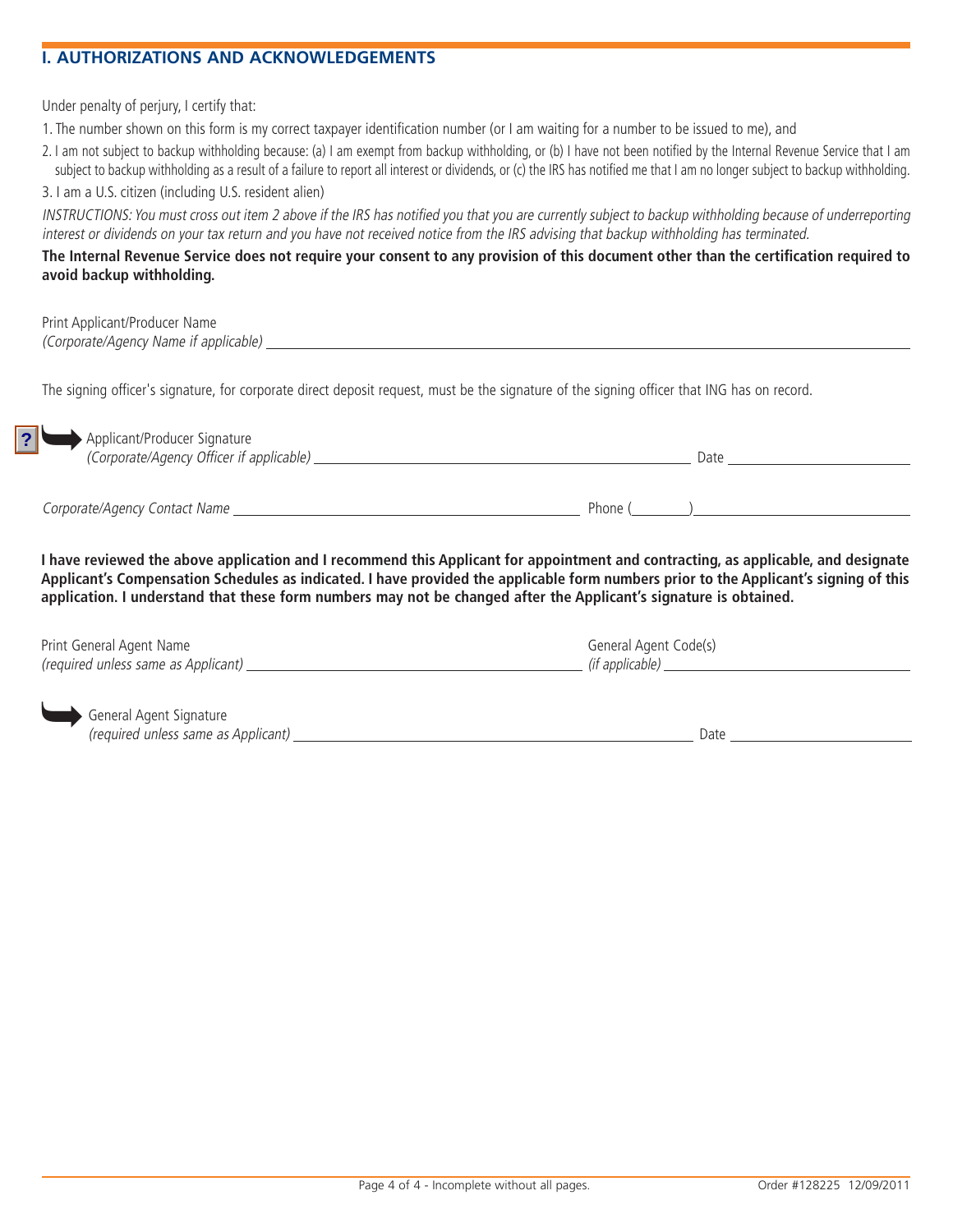## I. AUTHORIZATIONS AND ACKNOWLEDGEMENTS

Under penalty of perjury, I certify that:

1. The number shown on this form is my correct taxpayer identification number (or I am waiting for a number to be issued to me), and
2. I am not subject to backup withholding because: (a) I am exempt from backup withholding, or (b) I have not been notified by the Internal Revenue Service that I am subject to backup withholding as a result of a failure to report all interest or dividends, or (c) the IRS has notified me that I am no longer subject to backup withholding.
3. I am a U.S. citizen (including U.S. resident alien)

*INSTRUCTIONS: You must cross out item 2 above if the IRS has notified you that you are currently subject to backup withholding because of underreporting interest or dividends on your tax return and you have not received notice from the IRS advising that backup withholding has terminated.*

**The Internal Revenue Service does not require your consent to any provision of this document other than the certification required to avoid backup withholding.**

Print Applicant/Producer Name
*(Corporate/Agency Name if applicable)* ______________________________

The signing officer's signature, for corporate direct deposit request, must be the signature of the signing officer that ING has on record.

Applicant/Producer Signature
*(Corporate/Agency Officer if applicable)* ______________________________ Date ______________

*Corporate/Agency Contact Name* ______________________________ Phone (______) ______________

**I have reviewed the above application and I recommend this Applicant for appointment and contracting, as applicable, and designate Applicant's Compensation Schedules as indicated. I have provided the applicable form numbers prior to the Applicant's signing of this application. I understand that these form numbers may not be changed after the Applicant's signature is obtained.**

Print General Agent Name
*(required unless same as Applicant)* ______________________________

General Agent Code(s)
*(if applicable)* ______________________________

General Agent Signature
*(required unless same as Applicant)* ______________________________ Date ______________

Order #128225 12/09/2011